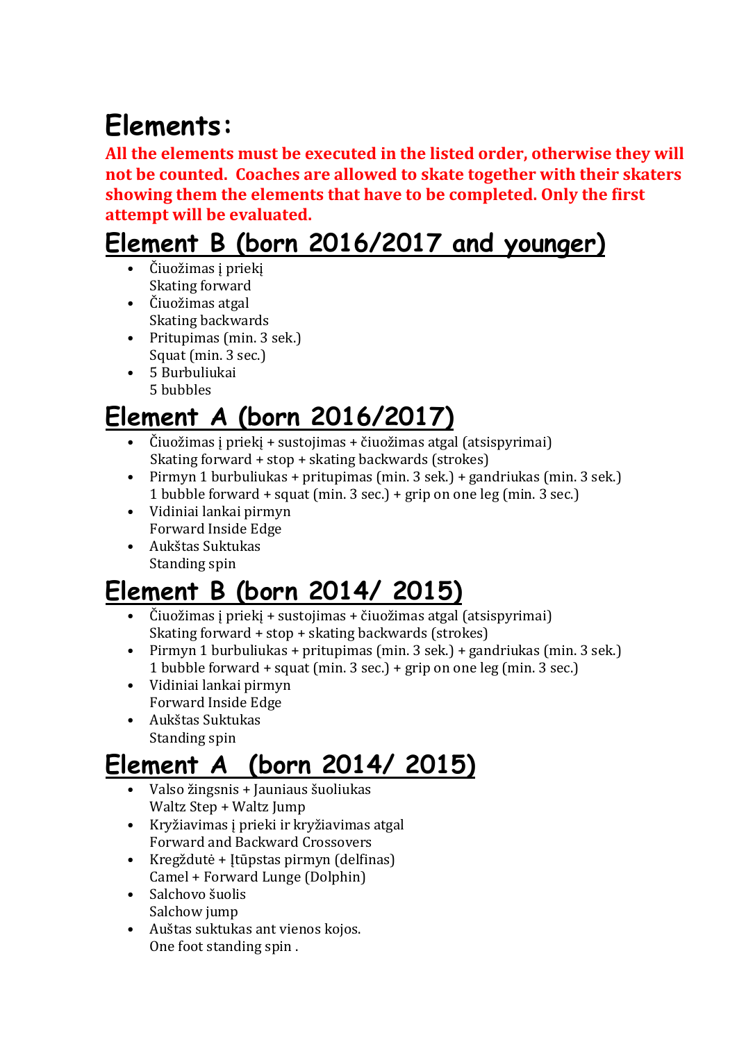# Elements:

**All the elements must be executed in the listed order, otherwise they will not be counted. Coaches are allowed to skate together with their skaters showing them the elements that have to be completed. Only the first attempt will be evaluated.**

## Element B (born 2016/2017 and younger)

- Čiuožimas į priekį
  Skating forward
- Čiuožimas atgal
  Skating backwards
- Pritupimas (min. 3 sek.)
  Squat (min. 3 sec.)
- 5 Burbuliukai
  5 bubbles

## Element A (born 2016/2017)

- Čiuožimas į priekį + sustojimas + čiuožimas atgal (atsispyrimai)
  Skating forward + stop + skating backwards (strokes)
- Pirmyn 1 burbuliukas + pritupimas (min. 3 sek.) + gandriukas (min. 3 sek.)
  1 bubble forward + squat (min. 3 sec.) + grip on one leg (min. 3 sec.)
- Vidiniai lankai pirmyn
  Forward Inside Edge
- Aukštas Suktukas
  Standing spin

## Element B (born 2014/ 2015)

- Čiuožimas į priekį + sustojimas + čiuožimas atgal (atsispyrimai)
  Skating forward + stop + skating backwards (strokes)
- Pirmyn 1 burbuliukas + pritupimas (min. 3 sek.) + gandriukas (min. 3 sek.)
  1 bubble forward + squat (min. 3 sec.) + grip on one leg (min. 3 sec.)
- Vidiniai lankai pirmyn
  Forward Inside Edge
- Aukštas Suktukas
  Standing spin

## Element A (born 2014/ 2015)

- Valso žingsnis + Jauniaus šuoliukas
  Waltz Step + Waltz Jump
- Kryžiavimas į prieki ir kryžiavimas atgal
  Forward and Backward Crossovers
- Kregždutė + Įtūpstas pirmyn (delfinas)
  Camel + Forward Lunge (Dolphin)
- Salchovo šuolis
  Salchow jump
- Auštas suktukas ant vienos kojos.
  One foot standing spin .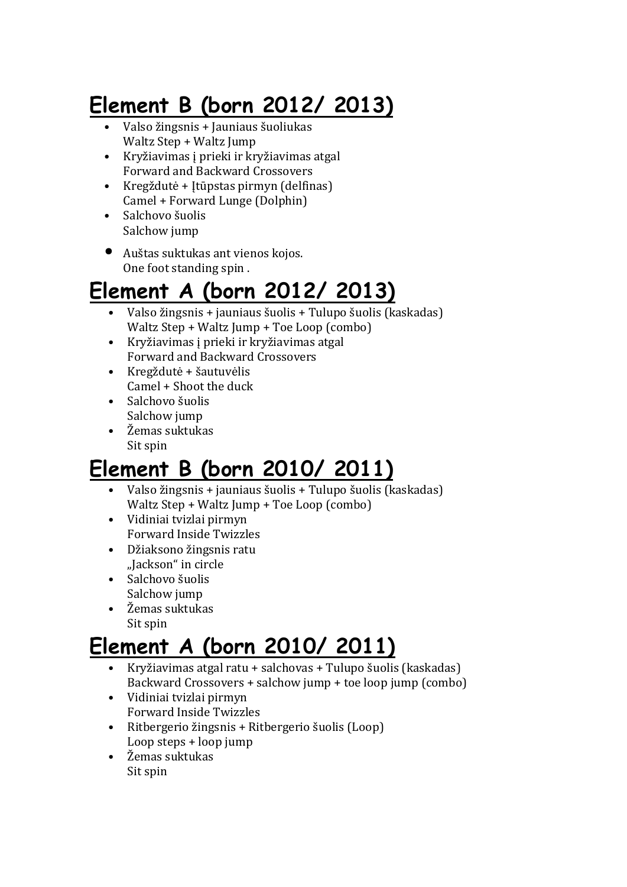# Element B (born 2012/ 2013)

- Valso žingsnis + Jauniaus šuoliukas
  Waltz Step + Waltz Jump
- Kryžiavimas į prieki ir kryžiavimas atgal
  Forward and Backward Crossovers
- Kregždutė + Įtūpstas pirmyn (delfinas)
  Camel + Forward Lunge (Dolphin)
- Salchovo šuolis
  Salchow jump
- Auštas suktukas ant vienos kojos.
  One foot standing spin .

# Element A (born 2012/ 2013)

- Valso žingsnis + jauniaus šuolis + Tulupo šuolis (kaskadas)
  Waltz Step + Waltz Jump + Toe Loop (combo)
- Kryžiavimas į prieki ir kryžiavimas atgal
  Forward and Backward Crossovers
- Kregždutė + šautuvėlis
  Camel + Shoot the duck
- Salchovo šuolis
  Salchow jump
- Žemas suktukas
  Sit spin

# Element B (born 2010/ 2011)

- Valso žingsnis + jauniaus šuolis + Tulupo šuolis (kaskadas)
  Waltz Step + Waltz Jump + Toe Loop (combo)
- Vidiniai tvizlai pirmyn
  Forward Inside Twizzles
- Džiaksono žingsnis ratu
  „Jackson" in circle
- Salchovo šuolis
  Salchow jump
- Žemas suktukas
  Sit spin

# Element A (born 2010/ 2011)

- Kryžiavimas atgal ratu + salchovas + Tulupo šuolis (kaskadas)
  Backward Crossovers + salchow jump + toe loop jump (combo)
- Vidiniai tvizlai pirmyn
  Forward Inside Twizzles
- Ritbergerio žingsnis + Ritbergerio šuolis (Loop)
  Loop steps + loop jump
- Žemas suktukas
  Sit spin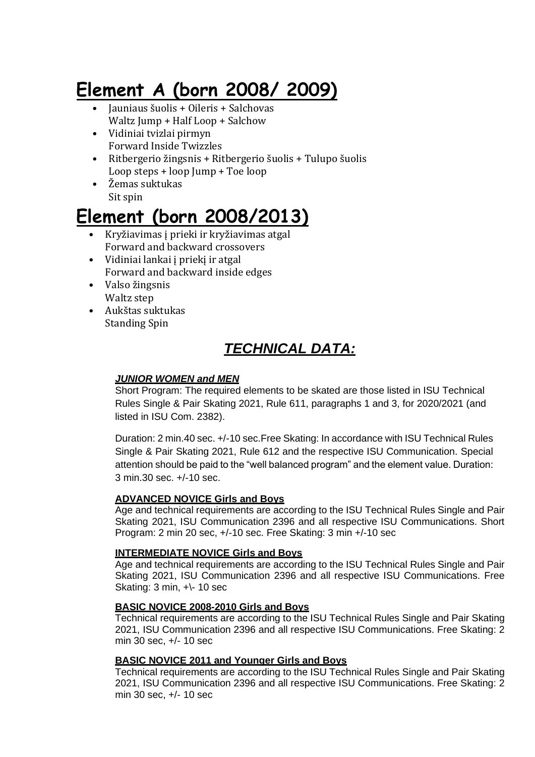# Element A (born 2008/ 2009)

- Jauniaus šuolis + Oileris + Salchovas
  Waltz Jump + Half Loop + Salchow
- Vidiniai tvizlai pirmyn
  Forward Inside Twizzles
- Ritbergerio žingsnis + Ritbergerio šuolis + Tulupo šuolis
  Loop steps + loop Jump + Toe loop
- Žemas suktukas
  Sit spin

# Element (born 2008/2013)

- Kryžiavimas į prieki ir kryžiavimas atgal
  Forward and backward crossovers
- Vidiniai lankai į priekį ir atgal
  Forward and backward inside edges
- Valso žingsnis
  Waltz step
- Aukštas suktukas
  Standing Spin

## *TECHNICAL DATA:*

***JUNIOR WOMEN and MEN***

Short Program: The required elements to be skated are those listed in ISU Technical Rules Single & Pair Skating 2021, Rule 611, paragraphs 1 and 3, for 2020/2021 (and listed in ISU Com. 2382).

Duration: 2 min.40 sec. +/-10 sec.Free Skating: In accordance with ISU Technical Rules Single & Pair Skating 2021, Rule 612 and the respective ISU Communication. Special attention should be paid to the "well balanced program" and the element value. Duration: 3 min.30 sec. +/-10 sec.

**ADVANCED NOVICE Girls and Boys**

Age and technical requirements are according to the ISU Technical Rules Single and Pair Skating 2021, ISU Communication 2396 and all respective ISU Communications. Short Program: 2 min 20 sec, +/-10 sec. Free Skating: 3 min +/-10 sec

**INTERMEDIATE NOVICE Girls and Boys**

Age and technical requirements are according to the ISU Technical Rules Single and Pair Skating 2021, ISU Communication 2396 and all respective ISU Communications. Free Skating: 3 min, +\- 10 sec

**BASIC NOVICE 2008-2010 Girls and Boys**

Technical requirements are according to the ISU Technical Rules Single and Pair Skating 2021, ISU Communication 2396 and all respective ISU Communications. Free Skating: 2 min 30 sec, +/- 10 sec

**BASIC NOVICE 2011 and Younger Girls and Boys**

Technical requirements are according to the ISU Technical Rules Single and Pair Skating 2021, ISU Communication 2396 and all respective ISU Communications. Free Skating: 2 min 30 sec, +/- 10 sec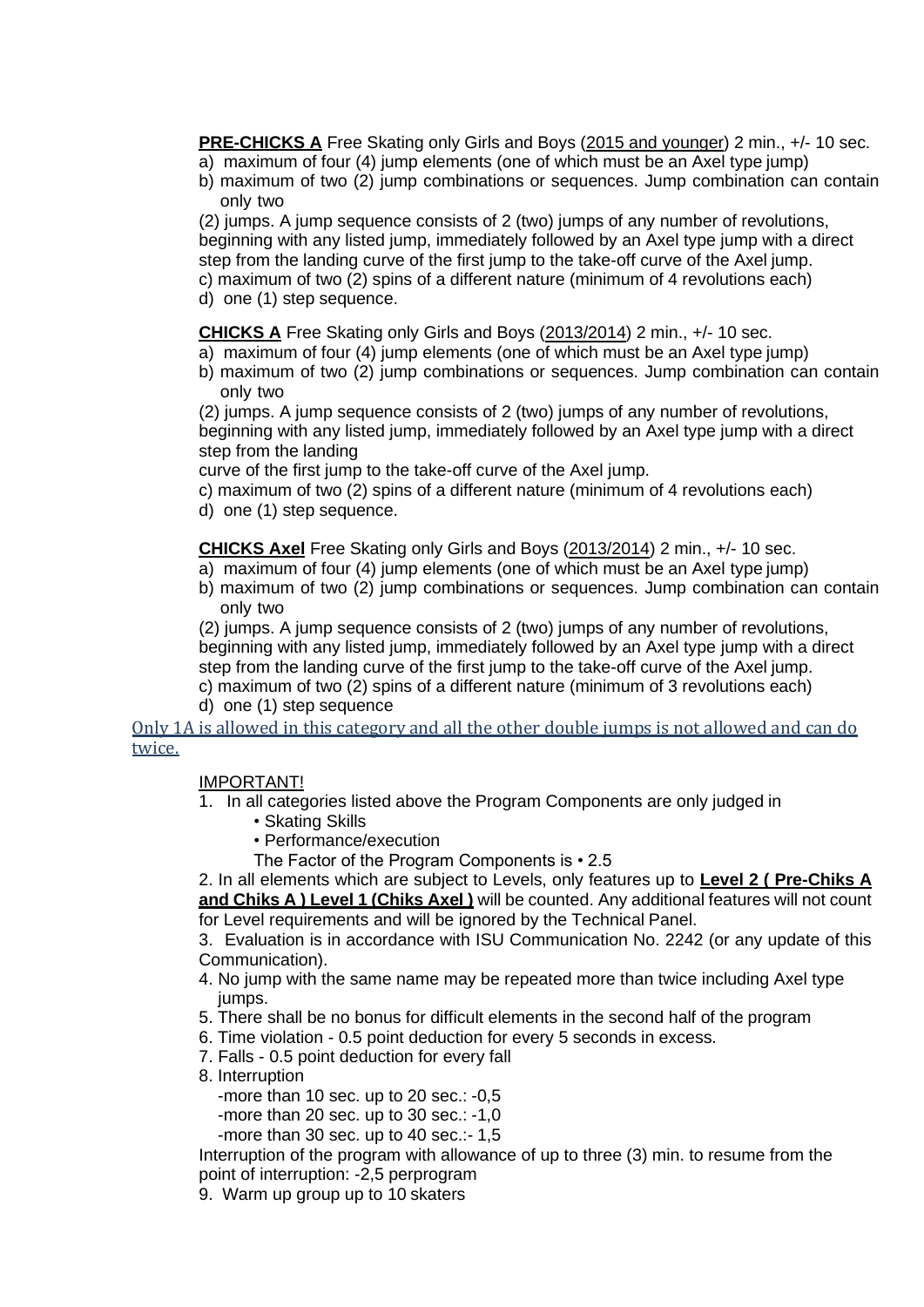**PRE-CHICKS A** Free Skating only Girls and Boys (2015 and younger) 2 min., +/- 10 sec.

a) maximum of four (4) jump elements (one of which must be an Axel type jump)
b) maximum of two (2) jump combinations or sequences. Jump combination can contain only two

(2) jumps. A jump sequence consists of 2 (two) jumps of any number of revolutions, beginning with any listed jump, immediately followed by an Axel type jump with a direct step from the landing curve of the first jump to the take-off curve of the Axel jump.

c) maximum of two (2) spins of a different nature (minimum of 4 revolutions each)
d) one (1) step sequence.

**CHICKS A** Free Skating only Girls and Boys (2013/2014) 2 min., +/- 10 sec.

a) maximum of four (4) jump elements (one of which must be an Axel type jump)
b) maximum of two (2) jump combinations or sequences. Jump combination can contain only two

(2) jumps. A jump sequence consists of 2 (two) jumps of any number of revolutions, beginning with any listed jump, immediately followed by an Axel type jump with a direct step from the landing
curve of the first jump to the take-off curve of the Axel jump.

c) maximum of two (2) spins of a different nature (minimum of 4 revolutions each)
d) one (1) step sequence.

**CHICKS Axel** Free Skating only Girls and Boys (2013/2014) 2 min., +/- 10 sec.

a) maximum of four (4) jump elements (one of which must be an Axel type jump)
b) maximum of two (2) jump combinations or sequences. Jump combination can contain only two

(2) jumps. A jump sequence consists of 2 (two) jumps of any number of revolutions, beginning with any listed jump, immediately followed by an Axel type jump with a direct step from the landing curve of the first jump to the take-off curve of the Axel jump.

c) maximum of two (2) spins of a different nature (minimum of 3 revolutions each)
d) one (1) step sequence

Only 1A is allowed in this category and all the other double jumps is not allowed and can do twice.

IMPORTANT!

1. In all categories listed above the Program Components are only judged in
   - Skating Skills
   - Performance/execution

   The Factor of the Program Components is • 2.5
2. In all elements which are subject to Levels, only features up to **Level 2 ( Pre-Chiks A and Chiks A ) Level 1 (Chiks Axel )** will be counted. Any additional features will not count for Level requirements and will be ignored by the Technical Panel.
3. Evaluation is in accordance with ISU Communication No. 2242 (or any update of this Communication).
4. No jump with the same name may be repeated more than twice including Axel type jumps.
5. There shall be no bonus for difficult elements in the second half of the program
6. Time violation - 0.5 point deduction for every 5 seconds in excess.
7. Falls - 0.5 point deduction for every fall
8. Interruption

   -more than 10 sec. up to 20 sec.: -0,5
   -more than 20 sec. up to 30 sec.: -1,0
   -more than 30 sec. up to 40 sec.:- 1,5

   Interruption of the program with allowance of up to three (3) min. to resume from the point of interruption: -2,5 perprogram
9. Warm up group up to 10 skaters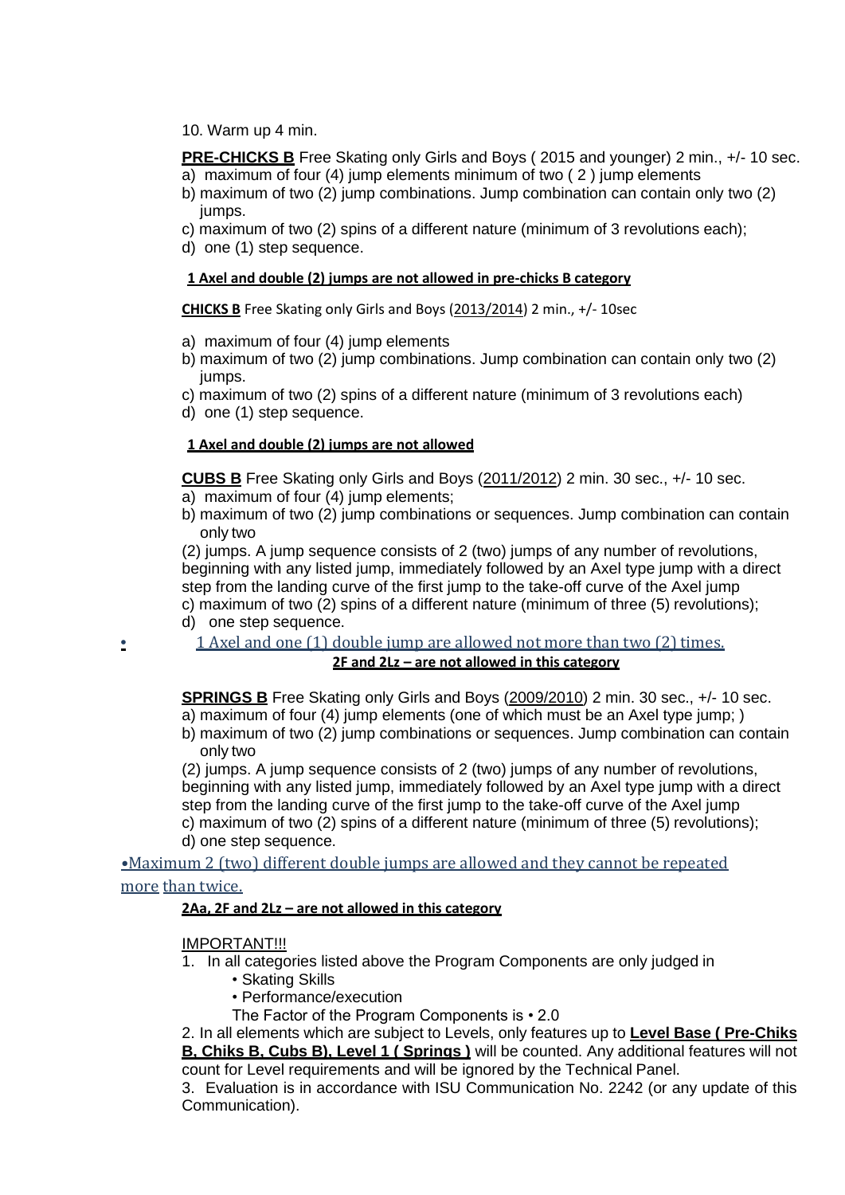10. Warm up 4 min.

**PRE-CHICKS B** Free Skating only Girls and Boys ( 2015 and younger) 2 min., +/- 10 sec.

a) maximum of four (4) jump elements minimum of two ( 2 ) jump elements
b) maximum of two (2) jump combinations. Jump combination can contain only two (2) jumps.
c) maximum of two (2) spins of a different nature (minimum of 3 revolutions each);
d) one (1) step sequence.

**1 Axel and double (2) jumps are not allowed in pre-chicks B category**

**CHICKS B** Free Skating only Girls and Boys (2013/2014) 2 min., +/- 10sec

a) maximum of four (4) jump elements
b) maximum of two (2) jump combinations. Jump combination can contain only two (2) jumps.
c) maximum of two (2) spins of a different nature (minimum of 3 revolutions each)
d) one (1) step sequence.

**1 Axel and double (2) jumps are not allowed**

**CUBS B** Free Skating only Girls and Boys (2011/2012) 2 min. 30 sec., +/- 10 sec.

a) maximum of four (4) jump elements;
b) maximum of two (2) jump combinations or sequences. Jump combination can contain only two (2) jumps. A jump sequence consists of 2 (two) jumps of any number of revolutions, beginning with any listed jump, immediately followed by an Axel type jump with a direct step from the landing curve of the first jump to the take-off curve of the Axel jump
c) maximum of two (2) spins of a different nature (minimum of three (5) revolutions);
d) one step sequence.

- 1 Axel and one (1) double jump are allowed not more than two (2) times.

**2F and 2Lz – are not allowed in this category**

**SPRINGS B** Free Skating only Girls and Boys (2009/2010) 2 min. 30 sec., +/- 10 sec.

a) maximum of four (4) jump elements (one of which must be an Axel type jump; )
b) maximum of two (2) jump combinations or sequences. Jump combination can contain only two (2) jumps. A jump sequence consists of 2 (two) jumps of any number of revolutions, beginning with any listed jump, immediately followed by an Axel type jump with a direct step from the landing curve of the first jump to the take-off curve of the Axel jump
c) maximum of two (2) spins of a different nature (minimum of three (5) revolutions);
d) one step sequence.

•Maximum 2 (two) different double jumps are allowed and they cannot be repeated more than twice.

**2Aa, 2F and 2Lz – are not allowed in this category**

IMPORTANT!!!

1. In all categories listed above the Program Components are only judged in
   - Skating Skills
   - Performance/execution

   The Factor of the Program Components is • 2.0
2. In all elements which are subject to Levels, only features up to **Level Base ( Pre-Chiks B, Chiks B, Cubs B), Level 1 ( Springs )** will be counted. Any additional features will not count for Level requirements and will be ignored by the Technical Panel.
3. Evaluation is in accordance with ISU Communication No. 2242 (or any update of this Communication).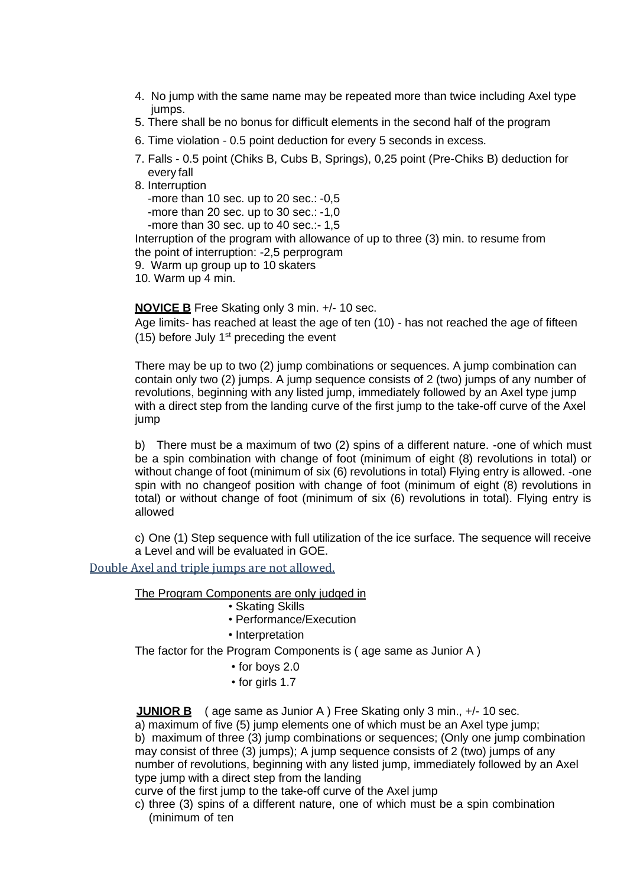4. No jump with the same name may be repeated more than twice including Axel type jumps.
5. There shall be no bonus for difficult elements in the second half of the program
6. Time violation - 0.5 point deduction for every 5 seconds in excess.
7. Falls - 0.5 point (Chiks B, Cubs B, Springs), 0,25 point (Pre-Chiks B) deduction for every fall
8. Interruption
   - -more than 10 sec. up to 20 sec.: -0,5
   - -more than 20 sec. up to 30 sec.: -1,0
   - -more than 30 sec. up to 40 sec.:- 1,5

   Interruption of the program with allowance of up to three (3) min. to resume from the point of interruption: -2,5 perprogram
9. Warm up group up to 10 skaters
10. Warm up 4 min.

**NOVICE B** Free Skating only 3 min. +/- 10 sec.

Age limits- has reached at least the age of ten (10) - has not reached the age of fifteen (15) before July 1st preceding the event

There may be up to two (2) jump combinations or sequences. A jump combination can contain only two (2) jumps. A jump sequence consists of 2 (two) jumps of any number of revolutions, beginning with any listed jump, immediately followed by an Axel type jump with a direct step from the landing curve of the first jump to the take-off curve of the Axel jump

b) There must be a maximum of two (2) spins of a different nature. -one of which must be a spin combination with change of foot (minimum of eight (8) revolutions in total) or without change of foot (minimum of six (6) revolutions in total) Flying entry is allowed. -one spin with no changeof position with change of foot (minimum of eight (8) revolutions in total) or without change of foot (minimum of six (6) revolutions in total). Flying entry is allowed

c) One (1) Step sequence with full utilization of the ice surface. The sequence will receive a Level and will be evaluated in GOE.

Double Axel and triple jumps are not allowed.

The Program Components are only judged in

- Skating Skills
- Performance/Execution
- Interpretation

The factor for the Program Components is ( age same as Junior A )

- for boys 2.0
- for girls 1.7

**JUNIOR B** ( age same as Junior A ) Free Skating only 3 min., +/- 10 sec.

a) maximum of five (5) jump elements one of which must be an Axel type jump;

b) maximum of three (3) jump combinations or sequences; (Only one jump combination may consist of three (3) jumps); A jump sequence consists of 2 (two) jumps of any number of revolutions, beginning with any listed jump, immediately followed by an Axel type jump with a direct step from the landing curve of the first jump to the take-off curve of the Axel jump

c) three (3) spins of a different nature, one of which must be a spin combination (minimum of ten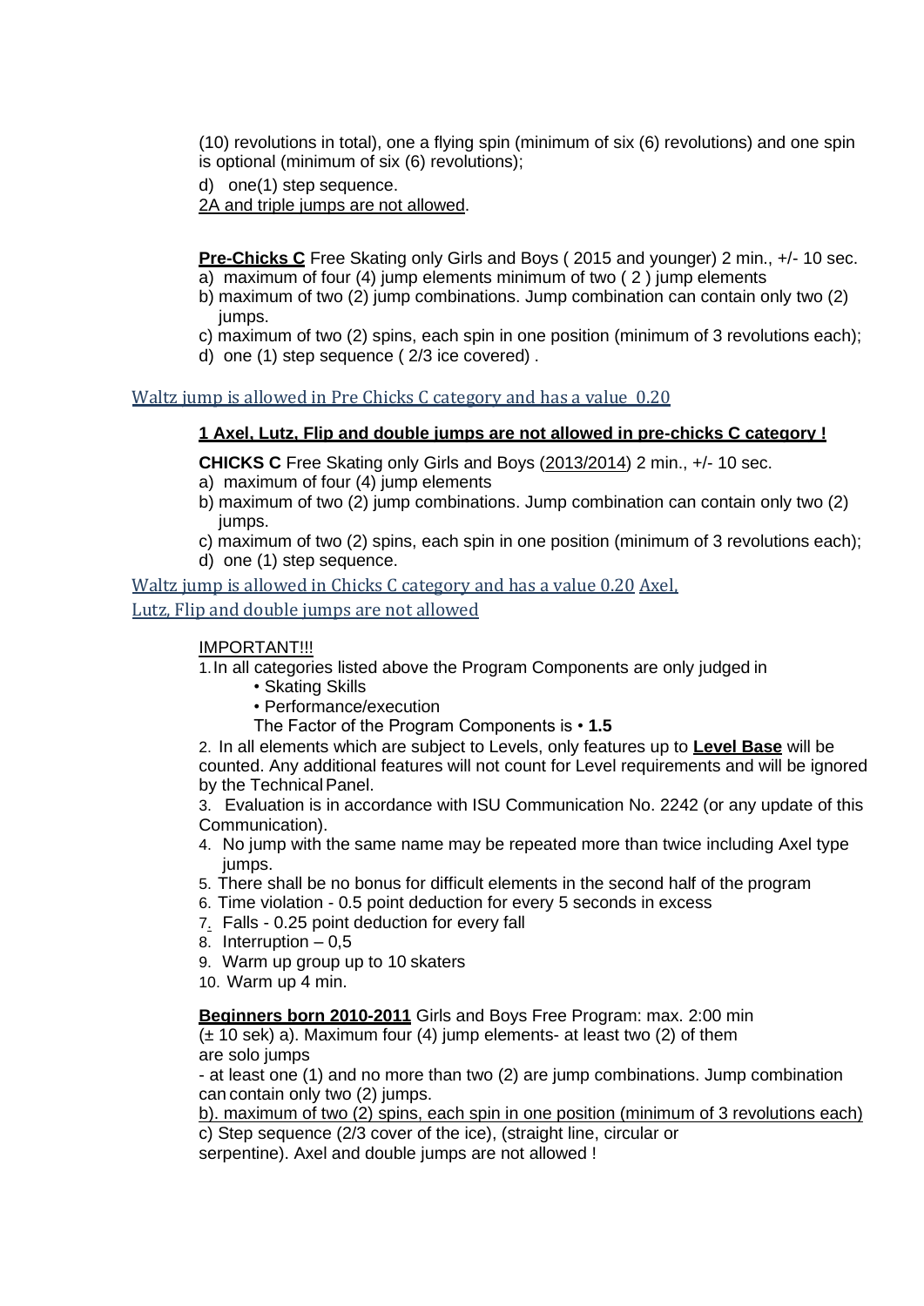(10) revolutions in total), one a flying spin (minimum of six (6) revolutions) and one spin is optional (minimum of six (6) revolutions);

d) one(1) step sequence.

2A and triple jumps are not allowed.

**Pre-Chicks C** Free Skating only Girls and Boys ( 2015 and younger) 2 min., +/- 10 sec.

a) maximum of four (4) jump elements minimum of two ( 2 ) jump elements
b) maximum of two (2) jump combinations. Jump combination can contain only two (2) jumps.
c) maximum of two (2) spins, each spin in one position (minimum of 3 revolutions each);
d) one (1) step sequence ( 2/3 ice covered) .

Waltz jump is allowed in Pre Chicks C category and has a value 0.20

**1 Axel, Lutz, Flip and double jumps are not allowed in pre-chicks C category !**

**CHICKS C** Free Skating only Girls and Boys (2013/2014) 2 min., +/- 10 sec.

a) maximum of four (4) jump elements
b) maximum of two (2) jump combinations. Jump combination can contain only two (2) jumps.
c) maximum of two (2) spins, each spin in one position (minimum of 3 revolutions each);
d) one (1) step sequence.

Waltz jump is allowed in Chicks C category and has a value 0.20 Axel, Lutz, Flip and double jumps are not allowed

IMPORTANT!!!

1. In all categories listed above the Program Components are only judged in
   - Skating Skills
   - Performance/execution

   The Factor of the Program Components is • **1.5**
2. In all elements which are subject to Levels, only features up to **Level Base** will be counted. Any additional features will not count for Level requirements and will be ignored by the Technical Panel.
3. Evaluation is in accordance with ISU Communication No. 2242 (or any update of this Communication).
4. No jump with the same name may be repeated more than twice including Axel type jumps.
5. There shall be no bonus for difficult elements in the second half of the program
6. Time violation - 0.5 point deduction for every 5 seconds in excess
7. Falls - 0.25 point deduction for every fall
8. Interruption – 0,5
9. Warm up group up to 10 skaters
10. Warm up 4 min.

**Beginners born 2010-2011** Girls and Boys Free Program: max. 2:00 min (± 10 sek) a). Maximum four (4) jump elements- at least two (2) of them are solo jumps

- at least one (1) and no more than two (2) are jump combinations. Jump combination can contain only two (2) jumps.

b). maximum of two (2) spins, each spin in one position (minimum of 3 revolutions each)

c) Step sequence (2/3 cover of the ice), (straight line, circular or serpentine). Axel and double jumps are not allowed !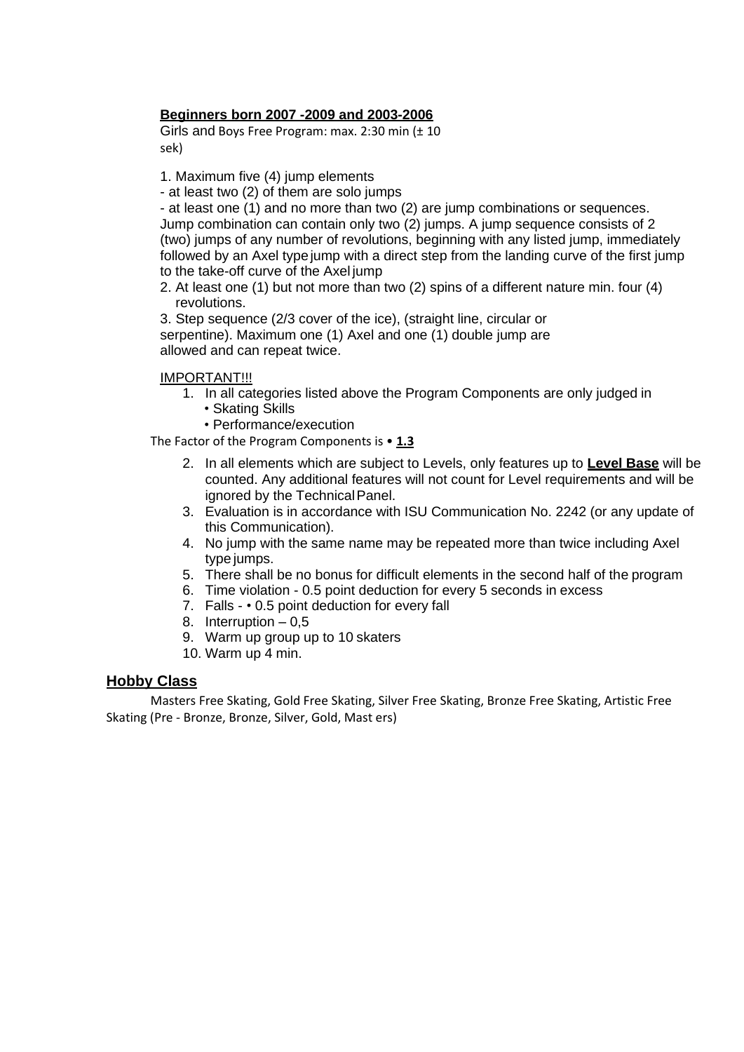**Beginners born 2007 -2009 and 2003-2006**

Girls and Boys Free Program: max. 2:30 min (± 10 sek)

1. Maximum five (4) jump elements
- at least two (2) of them are solo jumps
- at least one (1) and no more than two (2) are jump combinations or sequences. Jump combination can contain only two (2) jumps. A jump sequence consists of 2 (two) jumps of any number of revolutions, beginning with any listed jump, immediately followed by an Axel type jump with a direct step from the landing curve of the first jump to the take-off curve of the Axel jump
2. At least one (1) but not more than two (2) spins of a different nature min. four (4) revolutions.
3. Step sequence (2/3 cover of the ice), (straight line, circular or serpentine). Maximum one (1) Axel and one (1) double jump are allowed and can repeat twice.

IMPORTANT!!!

1. In all categories listed above the Program Components are only judged in
   - Skating Skills
   - Performance/execution

The Factor of the Program Components is • **1.3**

2. In all elements which are subject to Levels, only features up to **Level Base** will be counted. Any additional features will not count for Level requirements and will be ignored by the Technical Panel.
3. Evaluation is in accordance with ISU Communication No. 2242 (or any update of this Communication).
4. No jump with the same name may be repeated more than twice including Axel type jumps.
5. There shall be no bonus for difficult elements in the second half of the program
6. Time violation - 0.5 point deduction for every 5 seconds in excess
7. Falls - • 0.5 point deduction for every fall
8. Interruption – 0,5
9. Warm up group up to 10 skaters
10. Warm up 4 min.

## Hobby Class

Masters Free Skating, Gold Free Skating, Silver Free Skating, Bronze Free Skating, Artistic Free Skating (Pre - Bronze, Bronze, Silver, Gold, Mast ers)